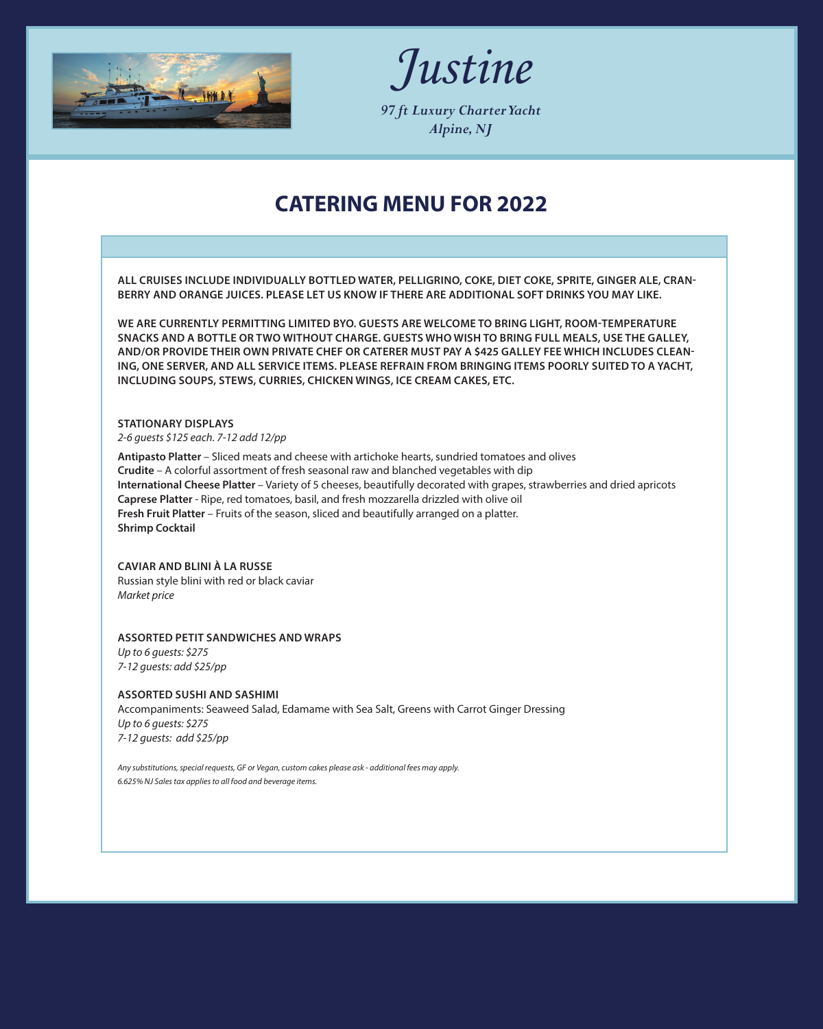# Justine

*97 ft Luxury Charter Yacht*
*Alpine, NJ*

## CATERING MENU FOR 2022

**ALL CRUISES INCLUDE INDIVIDUALLY BOTTLED WATER, PELLIGRINO, COKE, DIET COKE, SPRITE, GINGER ALE, CRANBERRY AND ORANGE JUICES. PLEASE LET US KNOW IF THERE ARE ADDITIONAL SOFT DRINKS YOU MAY LIKE.**

**WE ARE CURRENTLY PERMITTING LIMITED BYO. GUESTS ARE WELCOME TO BRING LIGHT, ROOM-TEMPERATURE SNACKS AND A BOTTLE OR TWO WITHOUT CHARGE. GUESTS WHO WISH TO BRING FULL MEALS, USE THE GALLEY, AND/OR PROVIDE THEIR OWN PRIVATE CHEF OR CATERER MUST PAY A $425 GALLEY FEE WHICH INCLUDES CLEANING, ONE SERVER, AND ALL SERVICE ITEMS. PLEASE REFRAIN FROM BRINGING ITEMS POORLY SUITED TO A YACHT, INCLUDING SOUPS, STEWS, CURRIES, CHICKEN WINGS, ICE CREAM CAKES, ETC.**

**STATIONARY DISPLAYS**
*2-6 guests $125 each. 7-12 add 12/pp*

**Antipasto Platter** – Sliced meats and cheese with artichoke hearts, sundried tomatoes and olives
**Crudite** – A colorful assortment of fresh seasonal raw and blanched vegetables with dip
**International Cheese Platter** – Variety of 5 cheeses, beautifully decorated with grapes, strawberries and dried apricots
**Caprese Platter** - Ripe, red tomatoes, basil, and fresh mozzarella drizzled with olive oil
**Fresh Fruit Platter** – Fruits of the season, sliced and beautifully arranged on a platter.
**Shrimp Cocktail**

**CAVIAR AND BLINI À LA RUSSE**
Russian style blini with red or black caviar
*Market price*

**ASSORTED PETIT SANDWICHES AND WRAPS**
*Up to 6 guests: $275*
*7-12 guests: add $25/pp*

**ASSORTED SUSHI AND SASHIMI**
Accompaniments: Seaweed Salad, Edamame with Sea Salt, Greens with Carrot Ginger Dressing
*Up to 6 guests: $275*
*7-12 guests: add $25/pp*

*Any substitutions, special requests, GF or Vegan, custom cakes please ask - additional fees may apply.*
*6.625% NJ Sales tax applies to all food and beverage items.*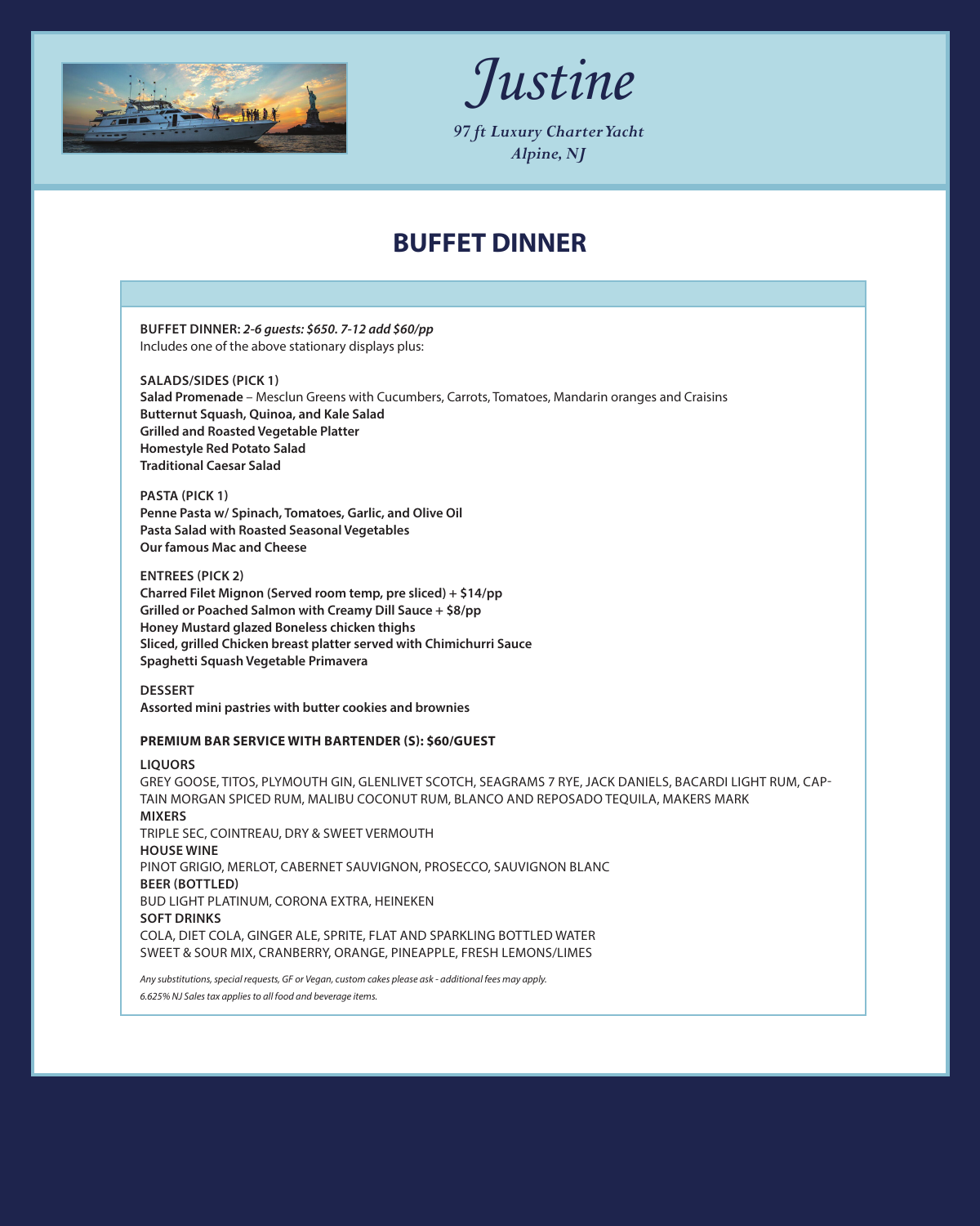# Justine

*97 ft Luxury Charter Yacht*
*Alpine, NJ*

## BUFFET DINNER

**BUFFET DINNER:** ***2-6 guests: $650. 7-12 add $60/pp***
Includes one of the above stationary displays plus:

**SALADS/SIDES (PICK 1)**
**Salad Promenade** – Mesclun Greens with Cucumbers, Carrots, Tomatoes, Mandarin oranges and Craisins
**Butternut Squash, Quinoa, and Kale Salad**
**Grilled and Roasted Vegetable Platter**
**Homestyle Red Potato Salad**
**Traditional Caesar Salad**

**PASTA (PICK 1)**
**Penne Pasta w/ Spinach, Tomatoes, Garlic, and Olive Oil**
**Pasta Salad with Roasted Seasonal Vegetables**
**Our famous Mac and Cheese**

**ENTREES (PICK 2)**
**Charred Filet Mignon (Served room temp, pre sliced) + $14/pp**
**Grilled or Poached Salmon with Creamy Dill Sauce + $8/pp**
**Honey Mustard glazed Boneless chicken thighs**
**Sliced, grilled Chicken breast platter served with Chimichurri Sauce**
**Spaghetti Squash Vegetable Primavera**

**DESSERT**
**Assorted mini pastries with butter cookies and brownies**

**PREMIUM BAR SERVICE WITH BARTENDER (S): $60/GUEST**

**LIQUORS**
GREY GOOSE, TITOS, PLYMOUTH GIN, GLENLIVET SCOTCH, SEAGRAMS 7 RYE, JACK DANIELS, BACARDI LIGHT RUM, CAPTAIN MORGAN SPICED RUM, MALIBU COCONUT RUM, BLANCO AND REPOSADO TEQUILA, MAKERS MARK
**MIXERS**
TRIPLE SEC, COINTREAU, DRY & SWEET VERMOUTH
**HOUSE WINE**
PINOT GRIGIO, MERLOT, CABERNET SAUVIGNON, PROSECCO, SAUVIGNON BLANC
**BEER (BOTTLED)**
BUD LIGHT PLATINUM, CORONA EXTRA, HEINEKEN
**SOFT DRINKS**
COLA, DIET COLA, GINGER ALE, SPRITE, FLAT AND SPARKLING BOTTLED WATER
SWEET & SOUR MIX, CRANBERRY, ORANGE, PINEAPPLE, FRESH LEMONS/LIMES

*Any substitutions, special requests, GF or Vegan, custom cakes please ask - additional fees may apply.*
*6.625% NJ Sales tax applies to all food and beverage items.*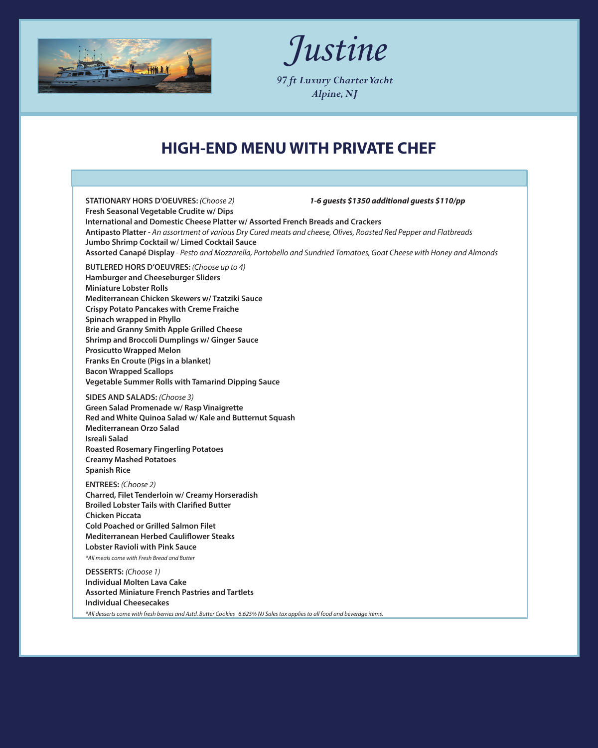# Justine

*97 ft Luxury Charter Yacht*
*Alpine, NJ*

## HIGH-END MENU WITH PRIVATE CHEF

**STATIONARY HORS D'OEUVRES:** *(Choose 2)* ***1-6 guests $1350 additional guests $110/pp***

**Fresh Seasonal Vegetable Crudite w/ Dips**
**International and Domestic Cheese Platter w/ Assorted French Breads and Crackers**
**Antipasto Platter** - *An assortment of various Dry Cured meats and cheese, Olives, Roasted Red Pepper and Flatbreads*
**Jumbo Shrimp Cocktail w/ Limed Cocktail Sauce**
**Assorted Canapé Display** - *Pesto and Mozzarella, Portobello and Sundried Tomatoes, Goat Cheese with Honey and Almonds*

**BUTLERED HORS D'OEUVRES:** *(Choose up to 4)*

**Hamburger and Cheeseburger Sliders**
**Miniature Lobster Rolls**
**Mediterranean Chicken Skewers w/ Tzatziki Sauce**
**Crispy Potato Pancakes with Creme Fraiche**
**Spinach wrapped in Phyllo**
**Brie and Granny Smith Apple Grilled Cheese**
**Shrimp and Broccoli Dumplings w/ Ginger Sauce**
**Prosicutto Wrapped Melon**
**Franks En Croute (Pigs in a blanket)**
**Bacon Wrapped Scallops**
**Vegetable Summer Rolls with Tamarind Dipping Sauce**

**SIDES AND SALADS:** *(Choose 3)*

**Green Salad Promenade w/ Rasp Vinaigrette**
**Red and White Quinoa Salad w/ Kale and Butternut Squash**
**Mediterranean Orzo Salad**
**Isreali Salad**
**Roasted Rosemary Fingerling Potatoes**
**Creamy Mashed Potatoes**
**Spanish Rice**

**ENTREES:** *(Choose 2)*

**Charred, Filet Tenderloin w/ Creamy Horseradish**
**Broiled Lobster Tails with Clarified Butter**
**Chicken Piccata**
**Cold Poached or Grilled Salmon Filet**
**Mediterranean Herbed Cauliflower Steaks**
**Lobster Ravioli with Pink Sauce**

*\*All meals come with Fresh Bread and Butter*

**DESSERTS:** *(Choose 1)*

**Individual Molten Lava Cake**
**Assorted Miniature French Pastries and Tartlets**
**Individual Cheesecakes**

*\*All desserts come with fresh berries and Astd. Butter Cookies 6.625% NJ Sales tax applies to all food and beverage items.*